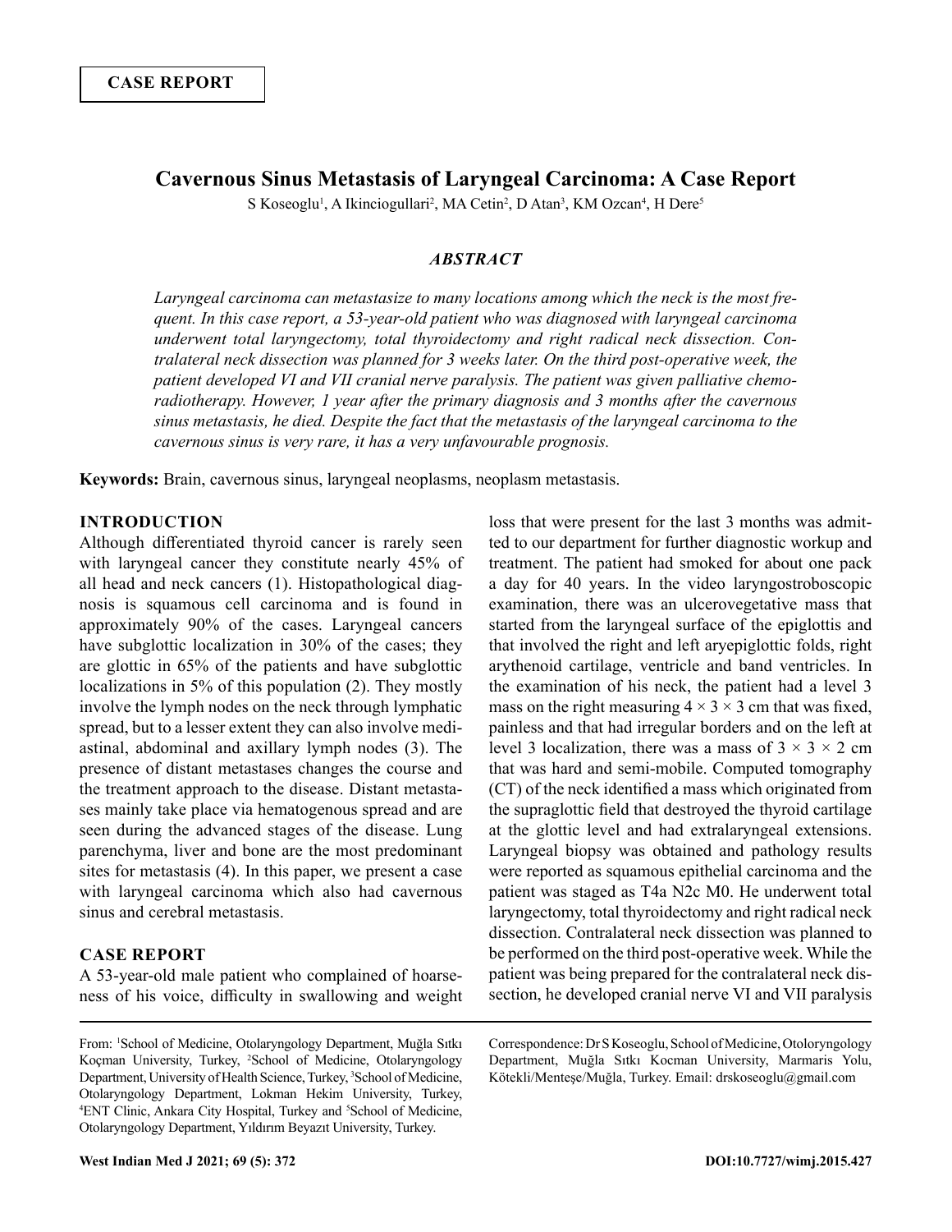**CASE REPORT**

# Cavernous Sinus Metastasis of Laryngeal Carcinoma: A Case Report

S Koseoglu[1], A Ikinciogullari[2], MA Cetin[2], D Atan[3], KM Ozcan[4], H Dere[5]

## *ABSTRACT*

*Laryngeal carcinoma can metastasize to many locations among which the neck is the most frequent. In this case report, a 53-year-old patient who was diagnosed with laryngeal carcinoma underwent total laryngectomy, total thyroidectomy and right radical neck dissection. Contralateral neck dissection was planned for 3 weeks later. On the third post-operative week, the patient developed VI and VII cranial nerve paralysis. The patient was given palliative chemoradiotherapy. However, 1 year after the primary diagnosis and 3 months after the cavernous sinus metastasis, he died. Despite the fact that the metastasis of the laryngeal carcinoma to the cavernous sinus is very rare, it has a very unfavourable prognosis.*

**Keywords:** Brain, cavernous sinus, laryngeal neoplasms, neoplasm metastasis.

## INTRODUCTION

Although differentiated thyroid cancer is rarely seen with laryngeal cancer they constitute nearly 45% of all head and neck cancers (1). Histopathological diagnosis is squamous cell carcinoma and is found in approximately 90% of the cases. Laryngeal cancers have subglottic localization in 30% of the cases; they are glottic in 65% of the patients and have subglottic localizations in 5% of this population (2). They mostly involve the lymph nodes on the neck through lymphatic spread, but to a lesser extent they can also involve mediastinal, abdominal and axillary lymph nodes (3). The presence of distant metastases changes the course and the treatment approach to the disease. Distant metastases mainly take place via hematogenous spread and are seen during the advanced stages of the disease. Lung parenchyma, liver and bone are the most predominant sites for metastasis (4). In this paper, we present a case with laryngeal carcinoma which also had cavernous sinus and cerebral metastasis.

## CASE REPORT

A 53-year-old male patient who complained of hoarseness of his voice, difficulty in swallowing and weight loss that were present for the last 3 months was admitted to our department for further diagnostic workup and treatment. The patient had smoked for about one pack a day for 40 years. In the video laryngostroboscopic examination, there was an ulcerovegetative mass that started from the laryngeal surface of the epiglottis and that involved the right and left aryepiglottic folds, right arythenoid cartilage, ventricle and band ventricles. In the examination of his neck, the patient had a level 3 mass on the right measuring 4 × 3 × 3 cm that was fixed, painless and that had irregular borders and on the left at level 3 localization, there was a mass of 3 × 3 × 2 cm that was hard and semi-mobile. Computed tomography (CT) of the neck identified a mass which originated from the supraglottic field that destroyed the thyroid cartilage at the glottic level and had extralaryngeal extensions. Laryngeal biopsy was obtained and pathology results were reported as squamous epithelial carcinoma and the patient was staged as T4a N2c M0. He underwent total laryngectomy, total thyroidectomy and right radical neck dissection. Contralateral neck dissection was planned to be performed on the third post-operative week. While the patient was being prepared for the contralateral neck dissection, he developed cranial nerve VI and VII paralysis

From: [1]School of Medicine, Otolaryngology Department, Muğla Sıtkı Koçman University, Turkey, [2]School of Medicine, Otolaryngology Department, University of Health Science, Turkey, [3]School of Medicine, Otolaryngology Department, Lokman Hekim University, Turkey, [4]ENT Clinic, Ankara City Hospital, Turkey and [5]School of Medicine, Otolaryngology Department, Yıldırım Beyazıt University, Turkey.

Correspondence: Dr S Koseoglu, School of Medicine, Otoloryngology Department, Muğla Sıtkı Kocman University, Marmaris Yolu, Kötekli/Menteşe/Muğla, Turkey. Email: drskoseoglu@gmail.com

DOI:10.7727/wimj.2015.427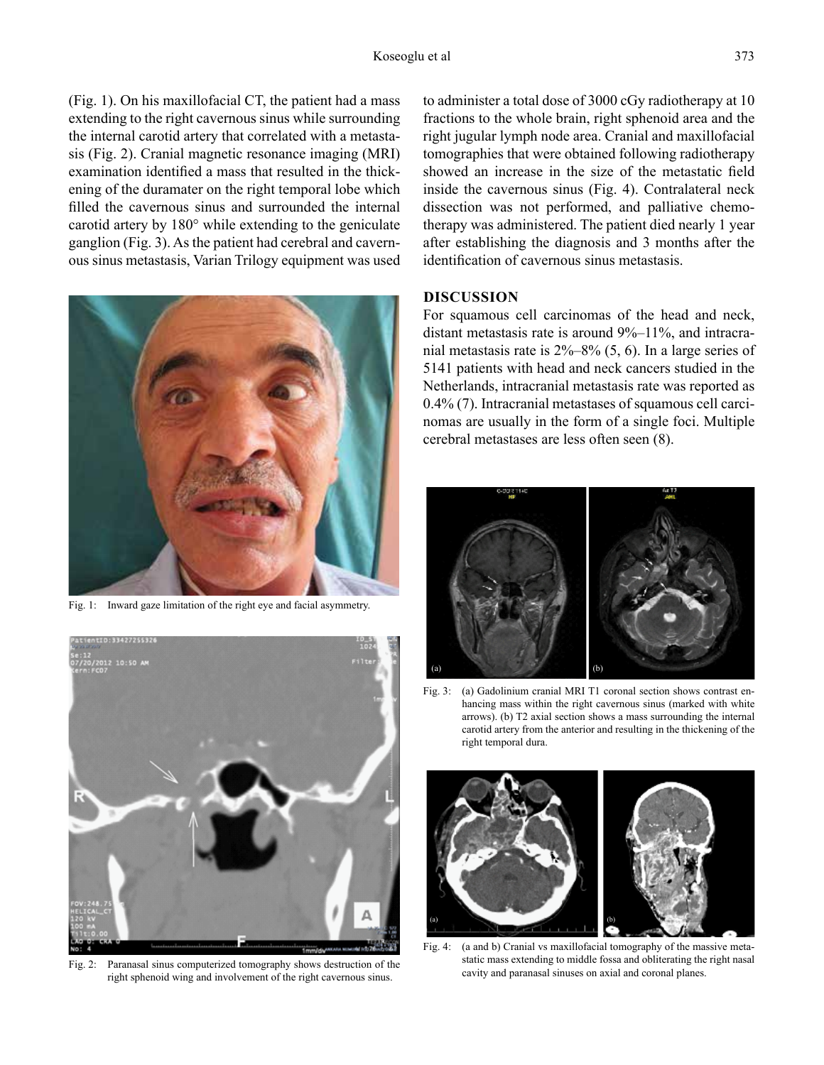(Fig. 1). On his maxillofacial CT, the patient had a mass extending to the right cavernous sinus while surrounding the internal carotid artery that correlated with a metastasis (Fig. 2). Cranial magnetic resonance imaging (MRI) examination identified a mass that resulted in the thickening of the duramater on the right temporal lobe which filled the cavernous sinus and surrounded the internal carotid artery by 180° while extending to the geniculate ganglion (Fig. 3). As the patient had cerebral and cavernous sinus metastasis, Varian Trilogy equipment was used to administer a total dose of 3000 cGy radiotherapy at 10 fractions to the whole brain, right sphenoid area and the right jugular lymph node area. Cranial and maxillofacial tomographies that were obtained following radiotherapy showed an increase in the size of the metastatic field inside the cavernous sinus (Fig. 4). Contralateral neck dissection was not performed, and palliative chemotherapy was administered. The patient died nearly 1 year after establishing the diagnosis and 3 months after the identification of cavernous sinus metastasis.

Fig. 1: Inward gaze limitation of the right eye and facial asymmetry.

Fig. 2: Paranasal sinus computerized tomography shows destruction of the right sphenoid wing and involvement of the right cavernous sinus.

## DISCUSSION

For squamous cell carcinomas of the head and neck, distant metastasis rate is around 9%–11%, and intracranial metastasis rate is 2%–8% (5, 6). In a large series of 5141 patients with head and neck cancers studied in the Netherlands, intracranial metastasis rate was reported as 0.4% (7). Intracranial metastases of squamous cell carcinomas are usually in the form of a single foci. Multiple cerebral metastases are less often seen (8).

Fig. 3: (a) Gadolinium cranial MRI T1 coronal section shows contrast enhancing mass within the right cavernous sinus (marked with white arrows). (b) T2 axial section shows a mass surrounding the internal carotid artery from the anterior and resulting in the thickening of the right temporal dura.

Fig. 4: (a and b) Cranial vs maxillofacial tomography of the massive metastatic mass extending to middle fossa and obliterating the right nasal cavity and paranasal sinuses on axial and coronal planes.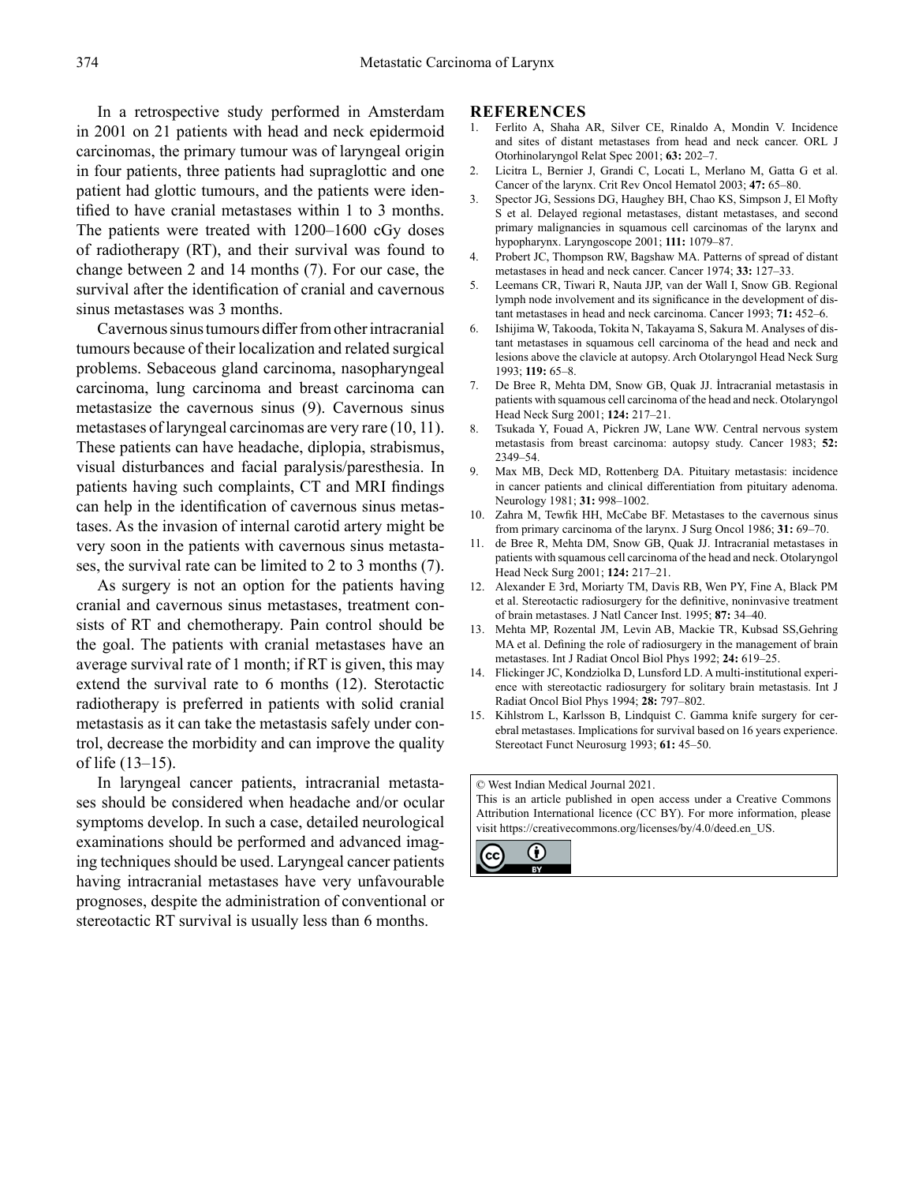In a retrospective study performed in Amsterdam in 2001 on 21 patients with head and neck epidermoid carcinomas, the primary tumour was of laryngeal origin in four patients, three patients had supraglottic and one patient had glottic tumours, and the patients were identified to have cranial metastases within 1 to 3 months. The patients were treated with 1200–1600 cGy doses of radiotherapy (RT), and their survival was found to change between 2 and 14 months (7). For our case, the survival after the identification of cranial and cavernous sinus metastases was 3 months.

Cavernous sinus tumours differ from other intracranial tumours because of their localization and related surgical problems. Sebaceous gland carcinoma, nasopharyngeal carcinoma, lung carcinoma and breast carcinoma can metastasize the cavernous sinus (9). Cavernous sinus metastases of laryngeal carcinomas are very rare (10, 11). These patients can have headache, diplopia, strabismus, visual disturbances and facial paralysis/paresthesia. In patients having such complaints, CT and MRI findings can help in the identification of cavernous sinus metastases. As the invasion of internal carotid artery might be very soon in the patients with cavernous sinus metastases, the survival rate can be limited to 2 to 3 months (7).

As surgery is not an option for the patients having cranial and cavernous sinus metastases, treatment consists of RT and chemotherapy. Pain control should be the goal. The patients with cranial metastases have an average survival rate of 1 month; if RT is given, this may extend the survival rate to 6 months (12). Sterotactic radiotherapy is preferred in patients with solid cranial metastasis as it can take the metastasis safely under control, decrease the morbidity and can improve the quality of life (13–15).

In laryngeal cancer patients, intracranial metastases should be considered when headache and/or ocular symptoms develop. In such a case, detailed neurological examinations should be performed and advanced imaging techniques should be used. Laryngeal cancer patients having intracranial metastases have very unfavourable prognoses, despite the administration of conventional or stereotactic RT survival is usually less than 6 months.

## REFERENCES

1. Ferlito A, Shaha AR, Silver CE, Rinaldo A, Mondin V. Incidence and sites of distant metastases from head and neck cancer. ORL J Otorhinolaryngol Relat Spec 2001; **63:** 202–7.
2. Licitra L, Bernier J, Grandi C, Locati L, Merlano M, Gatta G et al. Cancer of the larynx. Crit Rev Oncol Hematol 2003; **47:** 65–80.
3. Spector JG, Sessions DG, Haughey BH, Chao KS, Simpson J, El Mofty S et al. Delayed regional metastases, distant metastases, and second primary malignancies in squamous cell carcinomas of the larynx and hypopharynx. Laryngoscope 2001; **111:** 1079–87.
4. Probert JC, Thompson RW, Bagshaw MA. Patterns of spread of distant metastases in head and neck cancer. Cancer 1974; **33:** 127–33.
5. Leemans CR, Tiwari R, Nauta JJP, van der Wall I, Snow GB. Regional lymph node involvement and its significance in the development of distant metastases in head and neck carcinoma. Cancer 1993; **71:** 452–6.
6. Ishijima W, Takooda, Tokita N, Takayama S, Sakura M. Analyses of distant metastases in squamous cell carcinoma of the head and neck and lesions above the clavicle at autopsy. Arch Otolaryngol Head Neck Surg 1993; **119:** 65–8.
7. De Bree R, Mehta DM, Snow GB, Quak JJ. İntracranial metastasis in patients with squamous cell carcinoma of the head and neck. Otolaryngol Head Neck Surg 2001; **124:** 217–21.
8. Tsukada Y, Fouad A, Pickren JW, Lane WW. Central nervous system metastasis from breast carcinoma: autopsy study. Cancer 1983; **52:** 2349–54.
9. Max MB, Deck MD, Rottenberg DA. Pituitary metastasis: incidence in cancer patients and clinical differentiation from pituitary adenoma. Neurology 1981; **31:** 998–1002.
10. Zahra M, Tewfik HH, McCabe BF. Metastases to the cavernous sinus from primary carcinoma of the larynx. J Surg Oncol 1986; **31:** 69–70.
11. de Bree R, Mehta DM, Snow GB, Quak JJ. Intracranial metastases in patients with squamous cell carcinoma of the head and neck. Otolaryngol Head Neck Surg 2001; **124:** 217–21.
12. Alexander E 3rd, Moriarty TM, Davis RB, Wen PY, Fine A, Black PM et al. Stereotactic radiosurgery for the definitive, noninvasive treatment of brain metastases. J Natl Cancer Inst. 1995; **87:** 34–40.
13. Mehta MP, Rozental JM, Levin AB, Mackie TR, Kubsad SS,Gehring MA et al. Defining the role of radiosurgery in the management of brain metastases. Int J Radiat Oncol Biol Phys 1992; **24:** 619–25.
14. Flickinger JC, Kondziolka D, Lunsford LD. A multi-institutional experience with stereotactic radiosurgery for solitary brain metastasis. Int J Radiat Oncol Biol Phys 1994; **28:** 797–802.
15. Kihlstrom L, Karlsson B, Lindquist C. Gamma knife surgery for cerebral metastases. Implications for survival based on 16 years experience. Stereotact Funct Neurosurg 1993; **61:** 45–50.

© West Indian Medical Journal 2021.
This is an article published in open access under a Creative Commons Attribution International licence (CC BY). For more information, please visit https://creativecommons.org/licenses/by/4.0/deed.en_US.